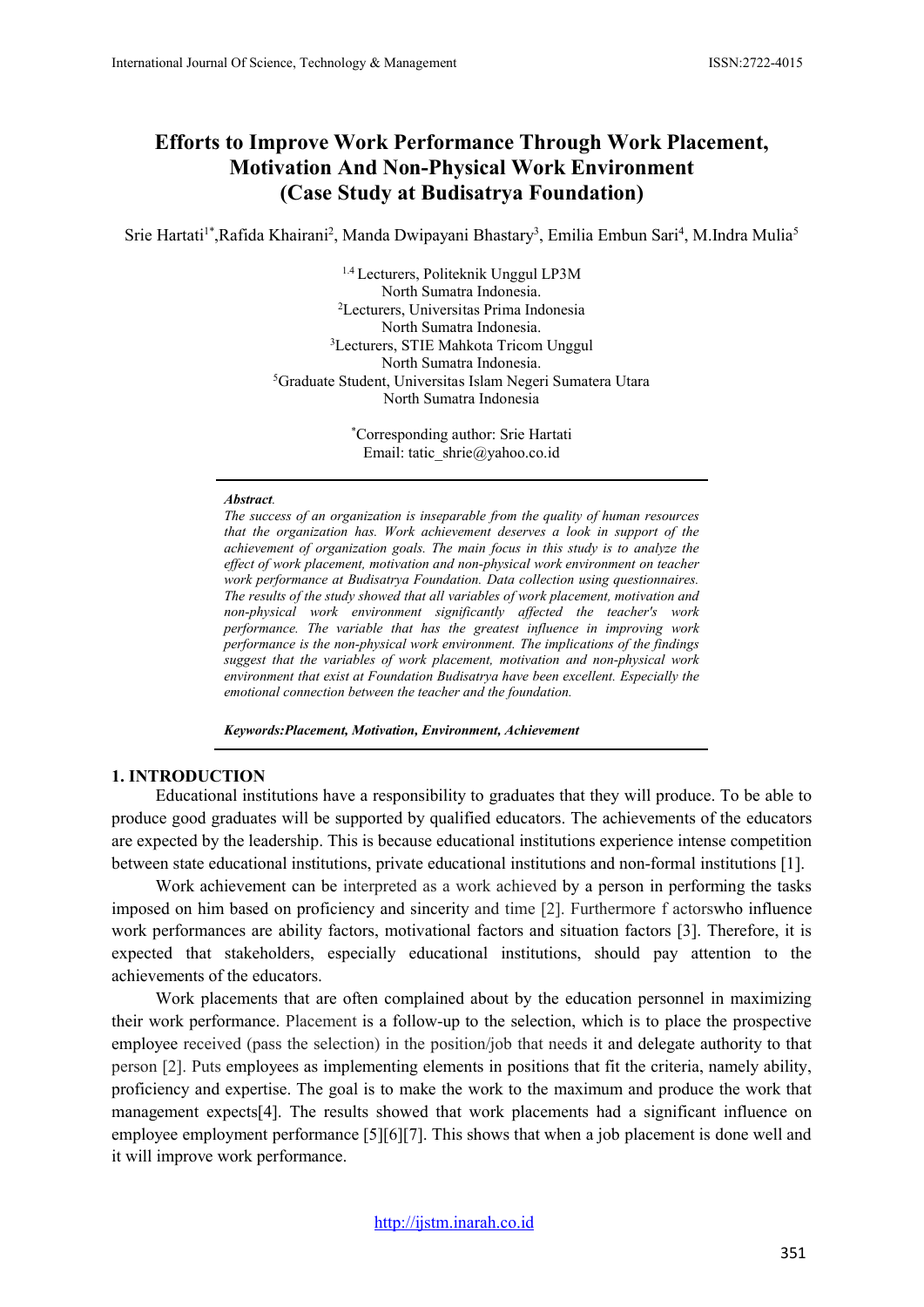# Efforts to Improve Work Performance Through Work Placement, Motivation And Non-Physical Work Environment (Case Study at Budisatrya Foundation)

Srie Hartati[1*], Rafida Khairani[2], Manda Dwipayani Bhastary[3], Emilia Embun Sari[4], M.Indra Mulia[5]

[1,4] Lecturers, Politeknik Unggul LP3M
North Sumatra Indonesia.
[2] Lecturers, Universitas Prima Indonesia
North Sumatra Indonesia.
[3] Lecturers, STIE Mahkota Tricom Unggul
North Sumatra Indonesia.
[5] Graduate Student, Universitas Islam Negeri Sumatera Utara
North Sumatra Indonesia

[*] Corresponding author: Srie Hartati
Email: tatic_shrie@yahoo.co.id

***Abstract.***

*The success of an organization is inseparable from the quality of human resources that the organization has. Work achievement deserves a look in support of the achievement of organization goals. The main focus in this study is to analyze the effect of work placement, motivation and non-physical work environment on teacher work performance at Budisatrya Foundation. Data collection using questionnaires. The results of the study showed that all variables of work placement, motivation and non-physical work environment significantly affected the teacher's work performance. The variable that has the greatest influence in improving work performance is the non-physical work environment. The implications of the findings suggest that the variables of work placement, motivation and non-physical work environment that exist at Foundation Budisatrya have been excellent. Especially the emotional connection between the teacher and the foundation.*

***Keywords:Placement, Motivation, Environment, Achievement***

## 1. INTRODUCTION

Educational institutions have a responsibility to graduates that they will produce. To be able to produce good graduates will be supported by qualified educators. The achievements of the educators are expected by the leadership. This is because educational institutions experience intense competition between state educational institutions, private educational institutions and non-formal institutions [1].

Work achievement can be interpreted as a work achieved by a person in performing the tasks imposed on him based on proficiency and sincerity and time [2]. Furthermore f actorswho influence work performances are ability factors, motivational factors and situation factors [3]. Therefore, it is expected that stakeholders, especially educational institutions, should pay attention to the achievements of the educators.

Work placements that are often complained about by the education personnel in maximizing their work performance. Placement is a follow-up to the selection, which is to place the prospective employee received (pass the selection) in the position/job that needs it and delegate authority to that person [2]. Puts employees as implementing elements in positions that fit the criteria, namely ability, proficiency and expertise. The goal is to make the work to the maximum and produce the work that management expects[4]. The results showed that work placements had a significant influence on employee employment performance [5][6][7]. This shows that when a job placement is done well and it will improve work performance.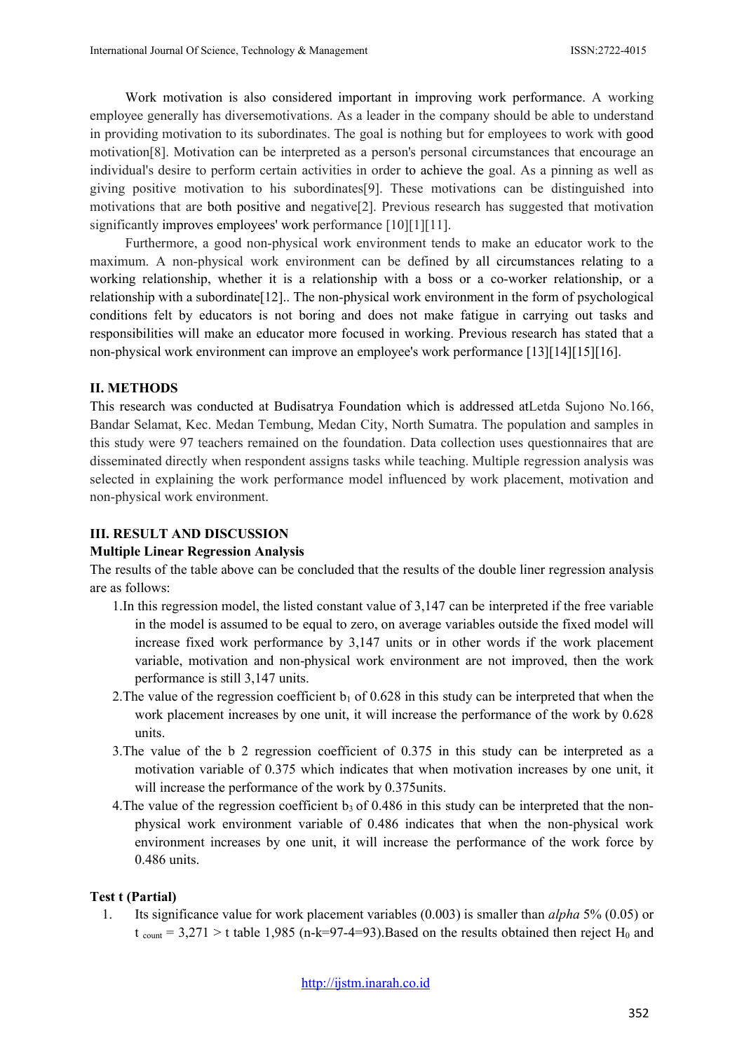Work motivation is also considered important in improving work performance. A working employee generally has diversemotivations. As a leader in the company should be able to understand in providing motivation to its subordinates. The goal is nothing but for employees to work with good motivation[8]. Motivation can be interpreted as a person's personal circumstances that encourage an individual's desire to perform certain activities in order to achieve the goal. As a pinning as well as giving positive motivation to his subordinates[9]. These motivations can be distinguished into motivations that are both positive and negative[2]. Previous research has suggested that motivation significantly improves employees' work performance [10][1][11].

Furthermore, a good non-physical work environment tends to make an educator work to the maximum. A non-physical work environment can be defined by all circumstances relating to a working relationship, whether it is a relationship with a boss or a co-worker relationship, or a relationship with a subordinate[12].. The non-physical work environment in the form of psychological conditions felt by educators is not boring and does not make fatigue in carrying out tasks and responsibilities will make an educator more focused in working. Previous research has stated that a non-physical work environment can improve an employee's work performance [13][14][15][16].

## II. METHODS

This research was conducted at Budisatrya Foundation which is addressed atLetda Sujono No.166, Bandar Selamat, Kec. Medan Tembung, Medan City, North Sumatra. The population and samples in this study were 97 teachers remained on the foundation. Data collection uses questionnaires that are disseminated directly when respondent assigns tasks while teaching. Multiple regression analysis was selected in explaining the work performance model influenced by work placement, motivation and non-physical work environment.

## III. RESULT AND DISCUSSION

### Multiple Linear Regression Analysis

The results of the table above can be concluded that the results of the double liner regression analysis are as follows:

1. In this regression model, the listed constant value of 3,147 can be interpreted if the free variable in the model is assumed to be equal to zero, on average variables outside the fixed model will increase fixed work performance by 3,147 units or in other words if the work placement variable, motivation and non-physical work environment are not improved, then the work performance is still 3,147 units.
2. The value of the regression coefficient $b_1$ of 0.628 in this study can be interpreted that when the work placement increases by one unit, it will increase the performance of the work by 0.628 units.
3. The value of the b 2 regression coefficient of 0.375 in this study can be interpreted as a motivation variable of 0.375 which indicates that when motivation increases by one unit, it will increase the performance of the work by 0.375units.
4. The value of the regression coefficient $b_3$ of 0.486 in this study can be interpreted that the non-physical work environment variable of 0.486 indicates that when the non-physical work environment increases by one unit, it will increase the performance of the work force by 0.486 units.

### Test t (Partial)

1. Its significance value for work placement variables (0.003) is smaller than *alpha* 5% (0.05) or $t_{count}$ = 3,271 > t table 1,985 (n-k=97-4=93).Based on the results obtained then reject $H_0$ and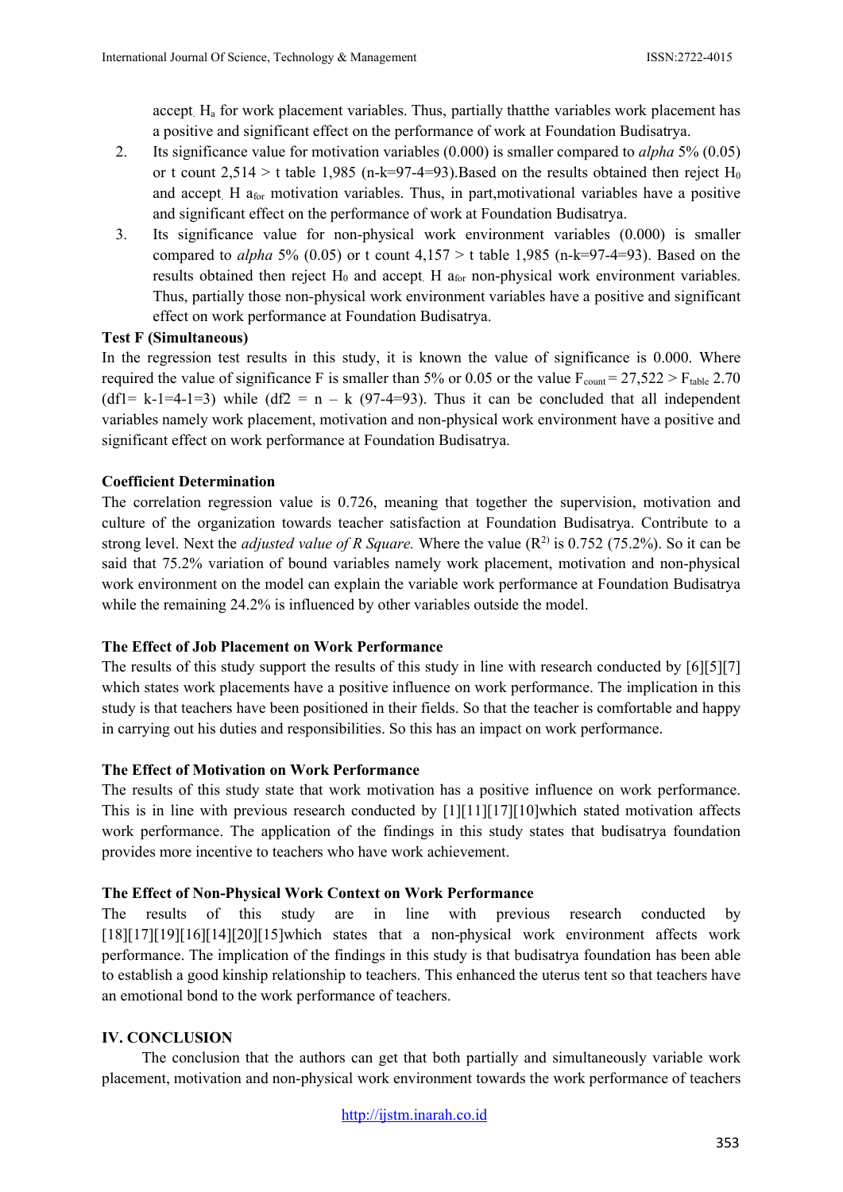accept. $H_a$ for work placement variables. Thus, partially thatthe variables work placement has a positive and significant effect on the performance of work at Foundation Budisatrya.

2. Its significance value for motivation variables (0.000) is smaller compared to *alpha* 5% (0.05) or t count 2,514 > t table 1,985 (n-k=97-4=93).Based on the results obtained then reject $H_0$ and accept. H $a_{for}$ motivation variables. Thus, in part,motivational variables have a positive and significant effect on the performance of work at Foundation Budisatrya.
3. Its significance value for non-physical work environment variables (0.000) is smaller compared to *alpha* 5% (0.05) or t count 4,157 > t table 1,985 (n-k=97-4=93). Based on the results obtained then reject $H_0$ and accept. H $a_{for}$ non-physical work environment variables. Thus, partially those non-physical work environment variables have a positive and significant effect on work performance at Foundation Budisatrya.

**Test F (Simultaneous)**

In the regression test results in this study, it is known the value of significance is 0.000. Where required the value of significance F is smaller than 5% or 0.05 or the value $F_{count}$ = 27,522 > $F_{table}$ 2.70 (df1= k-1=4-1=3) while (df2 = n – k (97-4=93). Thus it can be concluded that all independent variables namely work placement, motivation and non-physical work environment have a positive and significant effect on work performance at Foundation Budisatrya.

**Coefficient Determination**

The correlation regression value is 0.726, meaning that together the supervision, motivation and culture of the organization towards teacher satisfaction at Foundation Budisatrya. Contribute to a strong level. Next the *adjusted value of R Square.* Where the value ($R^{2)}$ is 0.752 (75.2%). So it can be said that 75.2% variation of bound variables namely work placement, motivation and non-physical work environment on the model can explain the variable work performance at Foundation Budisatrya while the remaining 24.2% is influenced by other variables outside the model.

**The Effect of Job Placement on Work Performance**

The results of this study support the results of this study in line with research conducted by [6][5][7] which states work placements have a positive influence on work performance. The implication in this study is that teachers have been positioned in their fields. So that the teacher is comfortable and happy in carrying out his duties and responsibilities. So this has an impact on work performance.

**The Effect of Motivation on Work Performance**

The results of this study state that work motivation has a positive influence on work performance. This is in line with previous research conducted by [1][11][17][10]which stated motivation affects work performance. The application of the findings in this study states that budisatrya foundation provides more incentive to teachers who have work achievement.

**The Effect of Non-Physical Work Context on Work Performance**

The results of this study are in line with previous research conducted by [18][17][19][16][14][20][15]which states that a non-physical work environment affects work performance. The implication of the findings in this study is that budisatrya foundation has been able to establish a good kinship relationship to teachers. This enhanced the uterus tent so that teachers have an emotional bond to the work performance of teachers.

## IV. CONCLUSION

The conclusion that the authors can get that both partially and simultaneously variable work placement, motivation and non-physical work environment towards the work performance of teachers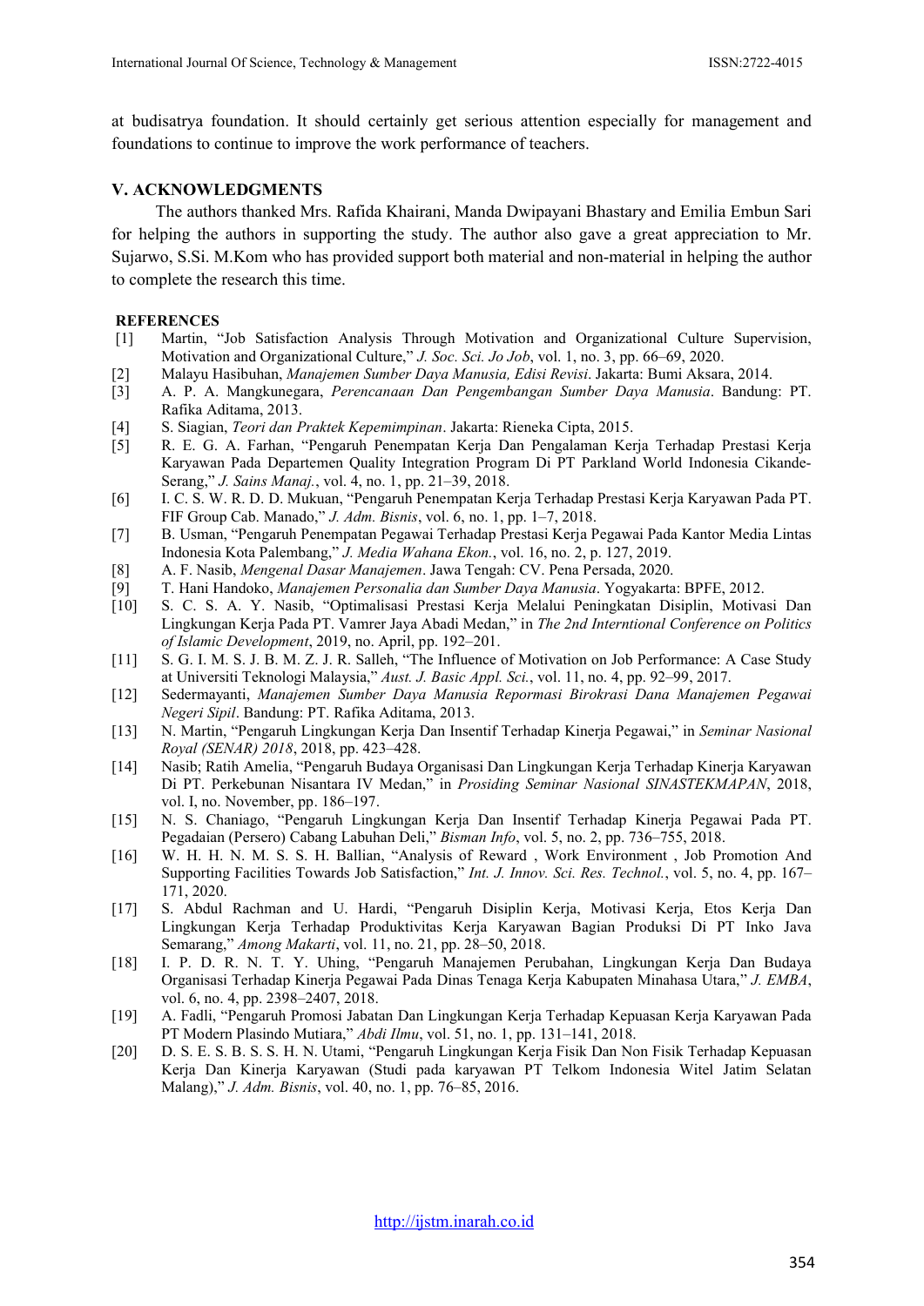at budisatrya foundation. It should certainly get serious attention especially for management and foundations to continue to improve the work performance of teachers.

## V. ACKNOWLEDGMENTS

The authors thanked Mrs. Rafida Khairani, Manda Dwipayani Bhastary and Emilia Embun Sari for helping the authors in supporting the study. The author also gave a great appreciation to Mr. Sujarwo, S.Si. M.Kom who has provided support both material and non-material in helping the author to complete the research this time.

## REFERENCES

[1] Martin, "Job Satisfaction Analysis Through Motivation and Organizational Culture Supervision, Motivation and Organizational Culture," *J. Soc. Sci. Jo Job*, vol. 1, no. 3, pp. 66–69, 2020.

[2] Malayu Hasibuhan, *Manajemen Sumber Daya Manusia, Edisi Revisi*. Jakarta: Bumi Aksara, 2014.

[3] A. P. A. Mangkunegara, *Perencanaan Dan Pengembangan Sumber Daya Manusia*. Bandung: PT. Rafika Aditama, 2013.

[4] S. Siagian, *Teori dan Praktek Kepemimpinan*. Jakarta: Rieneka Cipta, 2015.

[5] R. E. G. A. Farhan, "Pengaruh Penempatan Kerja Dan Pengalaman Kerja Terhadap Prestasi Kerja Karyawan Pada Departemen Quality Integration Program Di PT Parkland World Indonesia Cikande-Serang," *J. Sains Manaj.*, vol. 4, no. 1, pp. 21–39, 2018.

[6] I. C. S. W. R. D. D. Mukuan, "Pengaruh Penempatan Kerja Terhadap Prestasi Kerja Karyawan Pada PT. FIF Group Cab. Manado," *J. Adm. Bisnis*, vol. 6, no. 1, pp. 1–7, 2018.

[7] B. Usman, "Pengaruh Penempatan Pegawai Terhadap Prestasi Kerja Pegawai Pada Kantor Media Lintas Indonesia Kota Palembang," *J. Media Wahana Ekon.*, vol. 16, no. 2, p. 127, 2019.

[8] A. F. Nasib, *Mengenal Dasar Manajemen*. Jawa Tengah: CV. Pena Persada, 2020.

[9] T. Hani Handoko, *Manajemen Personalia dan Sumber Daya Manusia*. Yogyakarta: BPFE, 2012.

[10] S. C. S. A. Y. Nasib, "Optimalisasi Prestasi Kerja Melalui Peningkatan Disiplin, Motivasi Dan Lingkungan Kerja Pada PT. Vamrer Jaya Abadi Medan," in *The 2nd Interntional Conference on Politics of Islamic Development*, 2019, no. April, pp. 192–201.

[11] S. G. I. M. S. J. B. M. Z. J. R. Salleh, "The Influence of Motivation on Job Performance: A Case Study at Universiti Teknologi Malaysia," *Aust. J. Basic Appl. Sci.*, vol. 11, no. 4, pp. 92–99, 2017.

[12] Sedermayanti, *Manajemen Sumber Daya Manusia Repormasi Birokrasi Dana Manajemen Pegawai Negeri Sipil*. Bandung: PT. Rafika Aditama, 2013.

[13] N. Martin, "Pengaruh Lingkungan Kerja Dan Insentif Terhadap Kinerja Pegawai," in *Seminar Nasional Royal (SENAR) 2018*, 2018, pp. 423–428.

[14] Nasib; Ratih Amelia, "Pengaruh Budaya Organisasi Dan Lingkungan Kerja Terhadap Kinerja Karyawan Di PT. Perkebunan Nisantara IV Medan," in *Prosiding Seminar Nasional SINASTEKMAPAN*, 2018, vol. I, no. November, pp. 186–197.

[15] N. S. Chaniago, "Pengaruh Lingkungan Kerja Dan Insentif Terhadap Kinerja Pegawai Pada PT. Pegadaian (Persero) Cabang Labuhan Deli," *Bisman Info*, vol. 5, no. 2, pp. 736–755, 2018.

[16] W. H. H. N. M. S. S. H. Ballian, "Analysis of Reward , Work Environment , Job Promotion And Supporting Facilities Towards Job Satisfaction," *Int. J. Innov. Sci. Res. Technol.*, vol. 5, no. 4, pp. 167–171, 2020.

[17] S. Abdul Rachman and U. Hardi, "Pengaruh Disiplin Kerja, Motivasi Kerja, Etos Kerja Dan Lingkungan Kerja Terhadap Produktivitas Kerja Karyawan Bagian Produksi Di PT Inko Java Semarang," *Among Makarti*, vol. 11, no. 21, pp. 28–50, 2018.

[18] I. P. D. R. N. T. Y. Uhing, "Pengaruh Manajemen Perubahan, Lingkungan Kerja Dan Budaya Organisasi Terhadap Kinerja Pegawai Pada Dinas Tenaga Kerja Kabupaten Minahasa Utara," *J. EMBA*, vol. 6, no. 4, pp. 2398–2407, 2018.

[19] A. Fadli, "Pengaruh Promosi Jabatan Dan Lingkungan Kerja Terhadap Kepuasan Kerja Karyawan Pada PT Modern Plasindo Mutiara," *Abdi Ilmu*, vol. 51, no. 1, pp. 131–141, 2018.

[20] D. S. E. S. B. S. S. H. N. Utami, "Pengaruh Lingkungan Kerja Fisik Dan Non Fisik Terhadap Kepuasan Kerja Dan Kinerja Karyawan (Studi pada karyawan PT Telkom Indonesia Witel Jatim Selatan Malang)," *J. Adm. Bisnis*, vol. 40, no. 1, pp. 76–85, 2016.